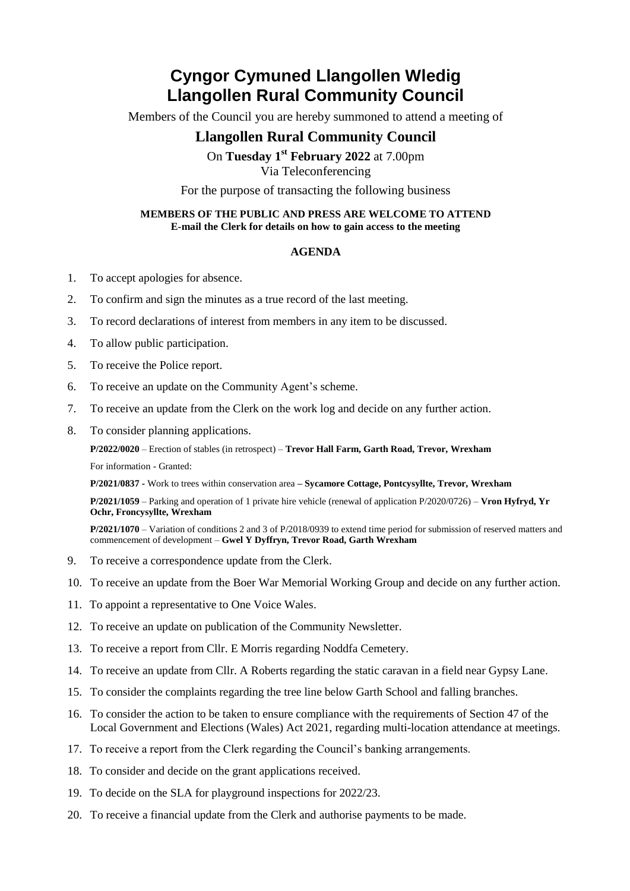# Cyngor Cymuned Llangollen Wledig
# Llangollen Rural Community Council

Members of the Council you are hereby summoned to attend a meeting of

## Llangollen Rural Community Council

On **Tuesday 1st February 2022** at 7.00pm
Via Teleconferencing

For the purpose of transacting the following business

**MEMBERS OF THE PUBLIC AND PRESS ARE WELCOME TO ATTEND**
**E-mail the Clerk for details on how to gain access to the meeting**

**AGENDA**

1. To accept apologies for absence.
2. To confirm and sign the minutes as a true record of the last meeting.
3. To record declarations of interest from members in any item to be discussed.
4. To allow public participation.
5. To receive the Police report.
6. To receive an update on the Community Agent's scheme.
7. To receive an update from the Clerk on the work log and decide on any further action.
8. To consider planning applications.

   **P/2022/0020** – Erection of stables (in retrospect) – **Trevor Hall Farm, Garth Road, Trevor, Wrexham**

   For information - Granted:

   **P/2021/0837 -** Work to trees within conservation area **– Sycamore Cottage, Pontcysyllte, Trevor, Wrexham**

   **P/2021/1059** – Parking and operation of 1 private hire vehicle (renewal of application P/2020/0726) – **Vron Hyfryd, Yr Ochr, Froncysyllte, Wrexham**

   **P/2021/1070** – Variation of conditions 2 and 3 of P/2018/0939 to extend time period for submission of reserved matters and commencement of development – **Gwel Y Dyffryn, Trevor Road, Garth Wrexham**

9. To receive a correspondence update from the Clerk.
10. To receive an update from the Boer War Memorial Working Group and decide on any further action.
11. To appoint a representative to One Voice Wales.
12. To receive an update on publication of the Community Newsletter.
13. To receive a report from Cllr. E Morris regarding Noddfa Cemetery.
14. To receive an update from Cllr. A Roberts regarding the static caravan in a field near Gypsy Lane.
15. To consider the complaints regarding the tree line below Garth School and falling branches.
16. To consider the action to be taken to ensure compliance with the requirements of Section 47 of the Local Government and Elections (Wales) Act 2021, regarding multi-location attendance at meetings.
17. To receive a report from the Clerk regarding the Council's banking arrangements.
18. To consider and decide on the grant applications received.
19. To decide on the SLA for playground inspections for 2022/23.
20. To receive a financial update from the Clerk and authorise payments to be made.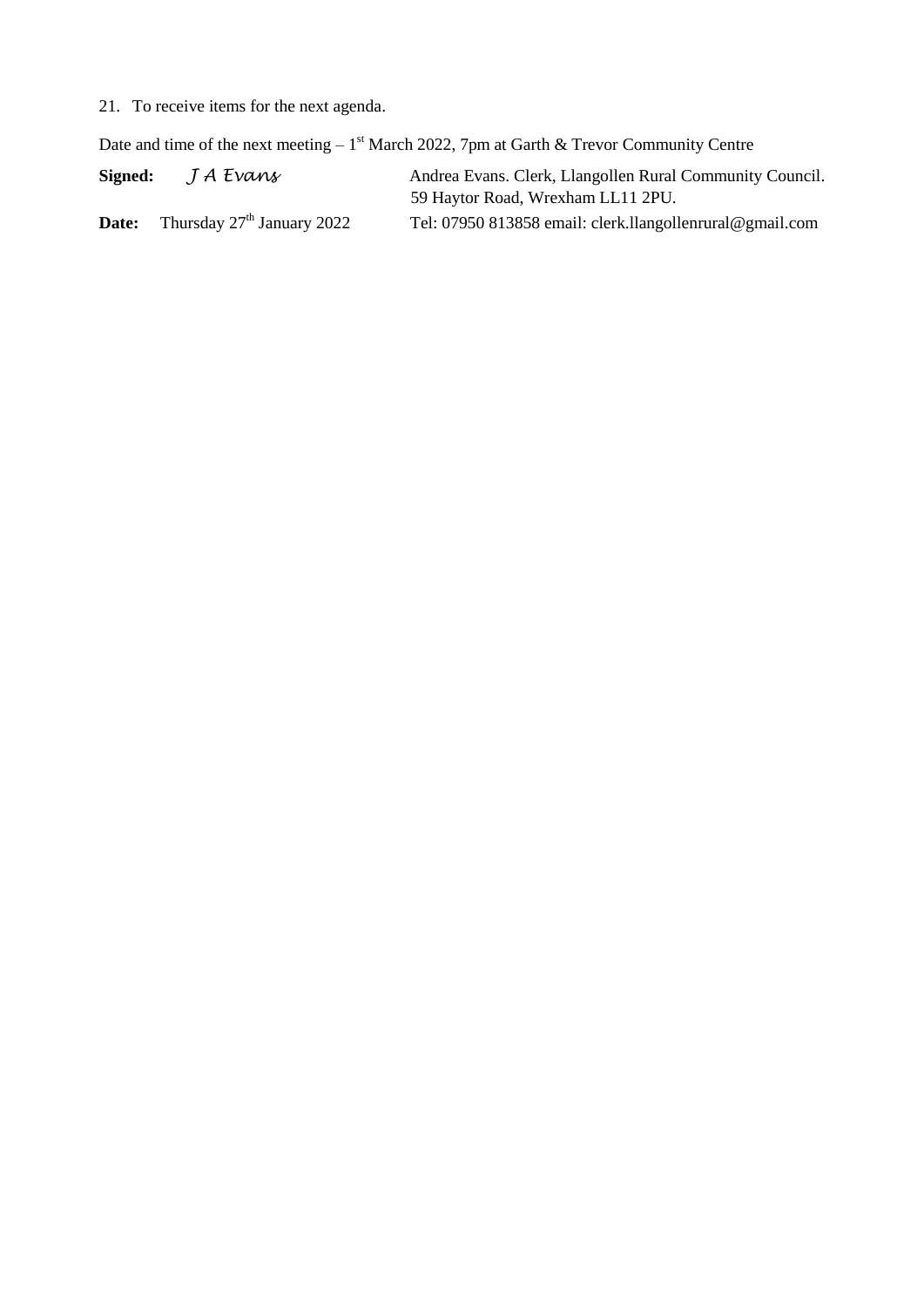21. To receive items for the next agenda.

Date and time of the next meeting – 1st March 2022, 7pm at Garth & Trevor Community Centre

**Signed:** *J A Evans*

Andrea Evans. Clerk, Llangollen Rural Community Council.
59 Haytor Road, Wrexham LL11 2PU.

**Date:** Thursday 27th January 2022

Tel: 07950 813858 email: clerk.llangollenrural@gmail.com